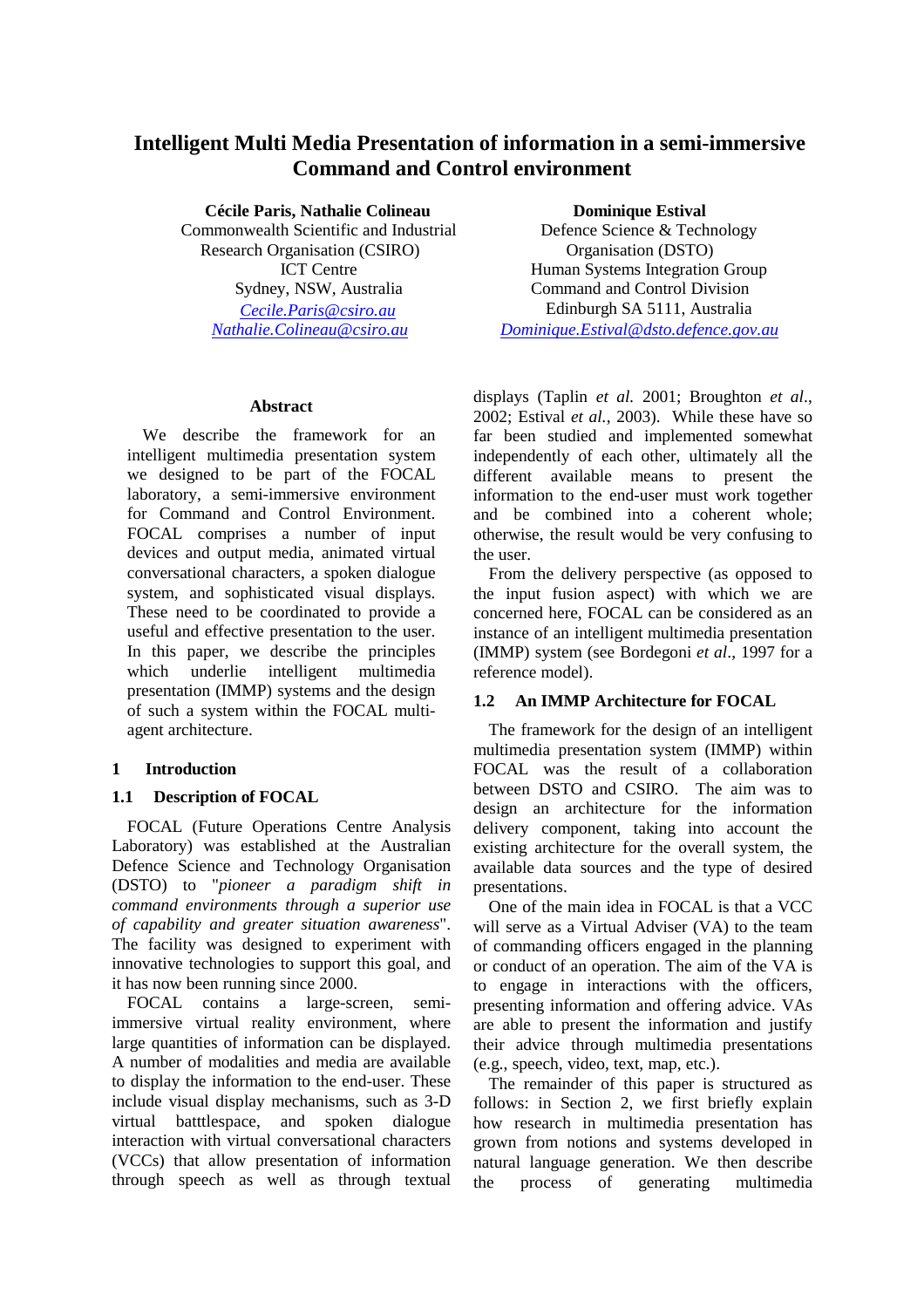# Intelligent Multi Media Presentation of information in a semi-immersive Command and Control environment

**Cécile Paris, Nathalie Colineau**
Commonwealth Scientific and Industrial Research Organisation (CSIRO)
ICT Centre
Sydney, NSW, Australia
Cecile.Paris@csiro.au
Nathalie.Colineau@csiro.au

**Dominique Estival**
Defence Science & Technology Organisation (DSTO)
Human Systems Integration Group
Command and Control Division
Edinburgh SA 5111, Australia
Dominique.Estival@dsto.defence.gov.au

## Abstract

We describe the framework for an intelligent multimedia presentation system we designed to be part of the FOCAL laboratory, a semi-immersive virtual reality environment for Command and Control Environment. FOCAL comprises a number of input devices and output media, animated virtual conversational characters, a spoken dialogue system, and sophisticated visual displays. These need to be coordinated to provide a useful and effective presentation to the user. In this paper, we describe the principles which underlie intelligent multimedia presentation (IMMP) systems and the design of such a system within the FOCAL multi-agent architecture.

## 1 Introduction

### 1.1 Description of FOCAL

FOCAL (Future Operations Centre Analysis Laboratory) was established at the Australian Defence Science and Technology Organisation (DSTO) to "*pioneer a paradigm shift in command environments through a superior use of capability and greater situation awareness*". The facility was designed to experiment with innovative technologies to support this goal, and it has now been running since 2000.

FOCAL contains a large-screen, semi-immersive virtual reality environment, where large quantities of information can be displayed. A number of modalities and media are available to display the information to the end-user. These include visual display mechanisms, such as 3-D virtual batttlespace, and spoken dialogue interaction with virtual conversational characters (VCCs) that allow presentation of information through speech as well as through textual displays (Taplin *et al.* 2001; Broughton *et al.*, 2002; Estival *et al.*, 2003). While these have so far been studied and implemented somewhat independently of each other, ultimately all the different available means to present the information to the end-user must work together and be combined into a coherent whole; otherwise, the result would be very confusing to the user.

From the delivery perspective (as opposed to the input fusion aspect) with which we are concerned here, FOCAL can be considered as an instance of an intelligent multimedia presentation (IMMP) system (see Bordegoni *et al*., 1997 for a reference model).

### 1.2 An IMMP Architecture for FOCAL

The framework for the design of an intelligent multimedia presentation system (IMMP) within FOCAL was the result of a collaboration between DSTO and CSIRO. The aim was to design an architecture for the information delivery component, taking into account the existing architecture for the overall system, the available data sources and the type of desired presentations.

One of the main idea in FOCAL is that a VCC will serve as a Virtual Adviser (VA) to the team of commanding officers engaged in the planning or conduct of an operation. The aim of the VA is to engage in interactions with the officers, presenting information and offering advice. VAs are able to present the information and justify their advice through multimedia presentations (e.g., speech, video, text, map, etc.).

The remainder of this paper is structured as follows: in Section 2, we first briefly explain how research in multimedia presentation has grown from notions and systems developed in natural language generation. We then describe the process of generating multimedia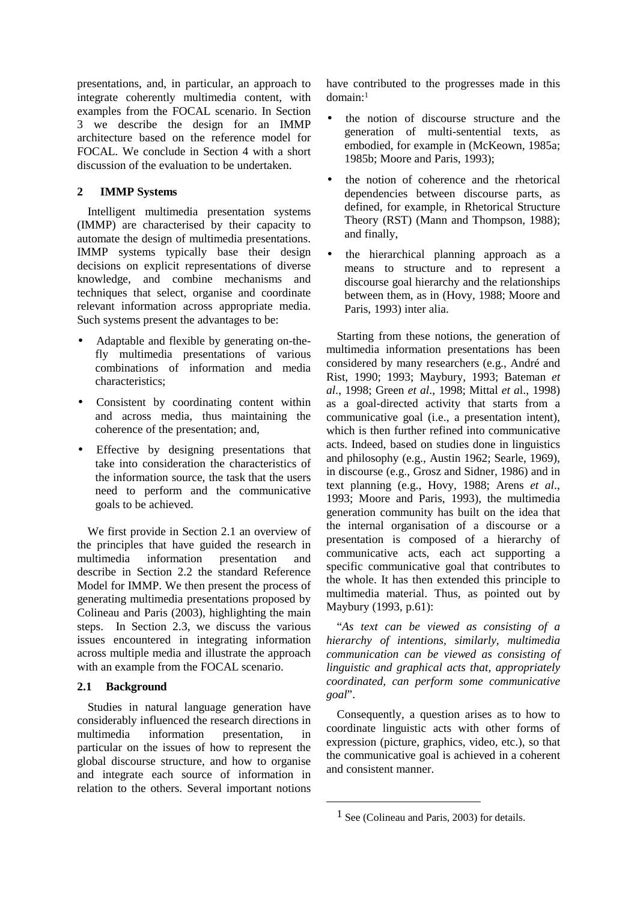presentations, and, in particular, an approach to integrate coherently multimedia content, with examples from the FOCAL scenario. In Section 3 we describe the design for an IMMP architecture based on the reference model for FOCAL. We conclude in Section 4 with a short discussion of the evaluation to be undertaken.

## 2 IMMP Systems

Intelligent multimedia presentation systems (IMMP) are characterised by their capacity to automate the design of multimedia presentations. IMMP systems typically base their design decisions on explicit representations of diverse knowledge, and combine mechanisms and techniques that select, organise and coordinate relevant information across appropriate media. Such systems present the advantages to be:

- Adaptable and flexible by generating on-the-fly multimedia presentations of various combinations of information and media characteristics;
- Consistent by coordinating content within and across media, thus maintaining the coherence of the presentation; and,
- Effective by designing presentations that take into consideration the characteristics of the information source, the task that the users need to perform and the communicative goals to be achieved.

We first provide in Section 2.1 an overview of the principles that have guided the research in multimedia information presentation and describe in Section 2.2 the standard Reference Model for IMMP. We then present the process of generating multimedia presentations proposed by Colineau and Paris (2003), highlighting the main steps. In Section 2.3, we discuss the various issues encountered in integrating information across multiple media and illustrate the approach with an example from the FOCAL scenario.

### 2.1 Background

Studies in natural language generation have considerably influenced the research directions in multimedia information presentation, in particular on the issues of how to represent the global discourse structure, and how to organise and integrate each source of information in relation to the others. Several important notions have contributed to the progresses made in this domain:[1]

- the notion of discourse structure and the generation of multi-sentential texts, as embodied, for example in (McKeown, 1985a; 1985b; Moore and Paris, 1993);
- the notion of coherence and the rhetorical dependencies between discourse parts, as defined, for example, in Rhetorical Structure Theory (RST) (Mann and Thompson, 1988); and finally,
- the hierarchical planning approach as a means to structure and to represent a discourse goal hierarchy and the relationships between them, as in (Hovy, 1988; Moore and Paris, 1993) inter alia.

Starting from these notions, the generation of multimedia information presentations has been considered by many researchers (e.g., André and Rist, 1990; 1993; Maybury, 1993; Bateman *et al*., 1998; Green *et al*., 1998; Mittal *et a*l., 1998) as a goal-directed activity that starts from a communicative goal (i.e., a presentation intent), which is then further refined into communicative acts. Indeed, based on studies done in linguistics and philosophy (e.g., Austin 1962; Searle, 1969), in discourse (e.g., Grosz and Sidner, 1986) and in text planning (e.g., Hovy, 1988; Arens *et al*., 1993; Moore and Paris, 1993), the multimedia generation community has built on the idea that the internal organisation of a discourse or a presentation is composed of a hierarchy of communicative acts, each act supporting a specific communicative goal that contributes to the whole. It has then extended this principle to multimedia material. Thus, as pointed out by Maybury (1993, p.61):

"*As text can be viewed as consisting of a hierarchy of intentions, similarly, multimedia communication can be viewed as consisting of linguistic and graphical acts that, appropriately coordinated, can perform some communicative goal*".

Consequently, a question arises as to how to coordinate linguistic acts with other forms of expression (picture, graphics, video, etc.), so that the communicative goal is achieved in a coherent and consistent manner.

---

[1] See (Colineau and Paris, 2003) for details.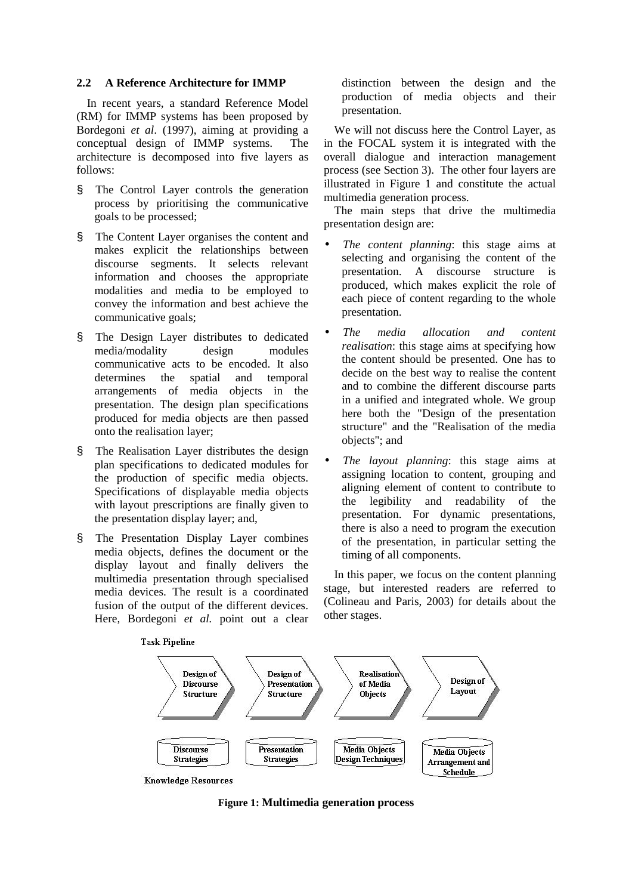### 2.2 A Reference Architecture for IMMP

In recent years, a standard Reference Model (RM) for IMMP systems has been proposed by Bordegoni *et al*. (1997), aiming at providing a conceptual design of IMMP systems. The architecture is decomposed into five layers as follows:

- The Control Layer controls the generation process by prioritising the communicative goals to be processed;
- The Content Layer organises the content and makes explicit the relationships between discourse segments. It selects relevant information and chooses the appropriate modalities and media to be employed to convey the information and best achieve the communicative goals;
- The Design Layer distributes to dedicated media/modality design modules communicative acts to be encoded. It also determines the spatial and temporal arrangements of media objects in the presentation. The design plan specifications produced for media objects are then passed onto the realisation layer;
- The Realisation Layer distributes the design plan specifications to dedicated modules for the production of specific media objects. Specifications of displayable media objects with layout prescriptions are finally given to the presentation display layer; and,
- The Presentation Display Layer combines media objects, defines the document or the display layout and finally delivers the multimedia presentation through specialised media devices. The result is a coordinated fusion of the output of the different devices. Here, Bordegoni *et al.* point out a clear distinction between the design and the production of media objects and their presentation.

We will not discuss here the Control Layer, as in the FOCAL system it is integrated with the overall dialogue and interaction management process (see Section 3). The other four layers are illustrated in Figure 1 and constitute the actual multimedia generation process.

The main steps that drive the multimedia presentation design are:

- *The content planning*: this stage aims at selecting and organising the content of the presentation. A discourse structure is produced, which makes explicit the role of each piece of content regarding to the whole presentation.
- *The media allocation and content realisation*: this stage aims at specifying how the content should be presented. One has to decide on the best way to realise the content and to combine the different discourse parts in a unified and integrated whole. We group here both the "Design of the presentation structure" and the "Realisation of the media objects"; and
- *The layout planning*: this stage aims at assigning location to content, grouping and aligning element of content to contribute to the legibility and readability of the presentation. For dynamic presentations, there is also a need to program the execution of the presentation, in particular setting the timing of all components.

In this paper, we focus on the content planning stage, but interested readers are referred to (Colineau and Paris, 2003) for details about the other stages.

Task Pipeline: Design of Discourse Structure → Design of Presentation Structure → Realisation of Media Objects → Design of Layout

Knowledge Resources: Discourse Strategies | Presentation Strategies | Media Objects Design Techniques | Media Objects Arrangement and Schedule

**Figure 1: Multimedia generation process**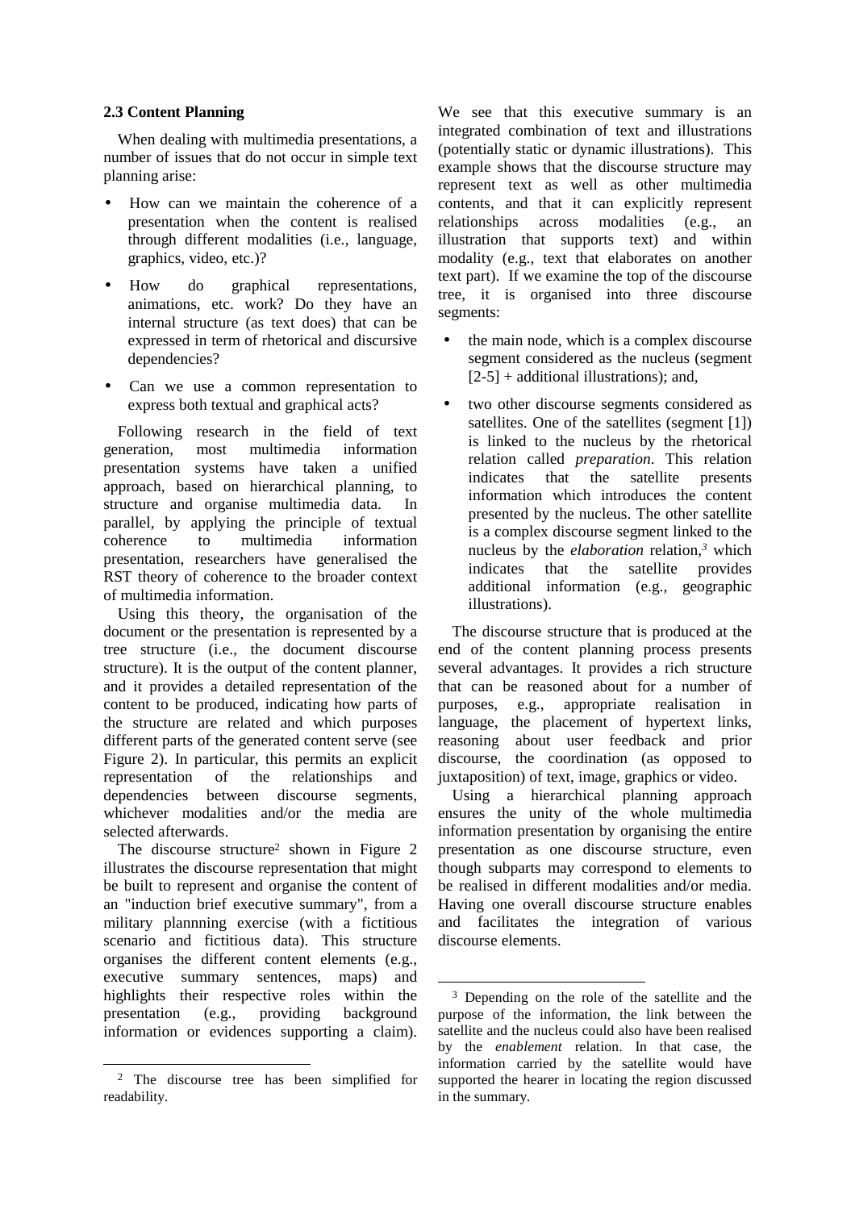### 2.3 Content Planning

When dealing with multimedia presentations, a number of issues that do not occur in simple text planning arise:

- How can we maintain the coherence of a presentation when the content is realised through different modalities (i.e., language, graphics, video, etc.)?
- How do graphical representations, animations, etc. work? Do they have an internal structure (as text does) that can be expressed in term of rhetorical and discursive dependencies?
- Can we use a common representation to express both textual and graphical acts?

Following research in the field of text generation, most multimedia information presentation systems have taken a unified approach, based on hierarchical planning, to structure and organise multimedia data. In parallel, by applying the principle of textual coherence to multimedia information presentation, researchers have generalised the RST theory of coherence to the broader context of multimedia information.

Using this theory, the organisation of the document or the presentation is represented by a tree structure (i.e., the document discourse structure). It is the output of the content planner, and it provides a detailed representation of the content to be produced, indicating how parts of the structure are related and which purposes different parts of the generated content serve (see Figure 2). In particular, this permits an explicit representation of the relationships and dependencies between discourse segments, whichever modalities and/or the media are selected afterwards.

The discourse structure[2] shown in Figure 2 illustrates the discourse representation that might be built to represent and organise the content of an "induction brief executive summary", from a military plannning exercise (with a fictitious scenario and fictitious data). This structure organises the different content elements (e.g., executive summary sentences, maps) and highlights their respective roles within the presentation (e.g., providing background information or evidences supporting a claim). We see that this executive summary is an integrated combination of text and illustrations (potentially static or dynamic illustrations). This example shows that the discourse structure may represent text as well as other multimedia contents, and that it can explicitly represent relationships across modalities (e.g., an illustration that supports text) and within modality (e.g., text that elaborates on another text part). If we examine the top of the discourse tree, it is organised into three discourse segments:

- the main node, which is a complex discourse segment considered as the nucleus (segment [2-5] + additional illustrations); and,
- two other discourse segments considered as satellites. One of the satellites (segment [1]) is linked to the nucleus by the rhetorical relation called *preparation*. This relation indicates that the satellite presents information which introduces the content presented by the nucleus. The other satellite is a complex discourse segment linked to the nucleus by the *elaboration* relation,[3] which indicates that the satellite provides additional information (e.g., geographic illustrations).

The discourse structure that is produced at the end of the content planning process presents several advantages. It provides a rich structure that can be reasoned about for a number of purposes, e.g., appropriate realisation in language, the placement of hypertext links, reasoning about user feedback and prior discourse, the coordination (as opposed to juxtaposition) of text, image, graphics or video.

Using a hierarchical planning approach ensures the unity of the whole multimedia information presentation by organising the entire presentation as one discourse structure, even though subparts may correspond to elements to be realised in different modalities and/or media. Having one overall discourse structure enables and facilitates the integration of various discourse elements.

---

[2] The discourse tree has been simplified for readability.

[3] Depending on the role of the satellite and the purpose of the information, the link between the satellite and the nucleus could also have been realised by the *enablement* relation. In that case, the information carried by the satellite would have supported the hearer in locating the region discussed in the summary.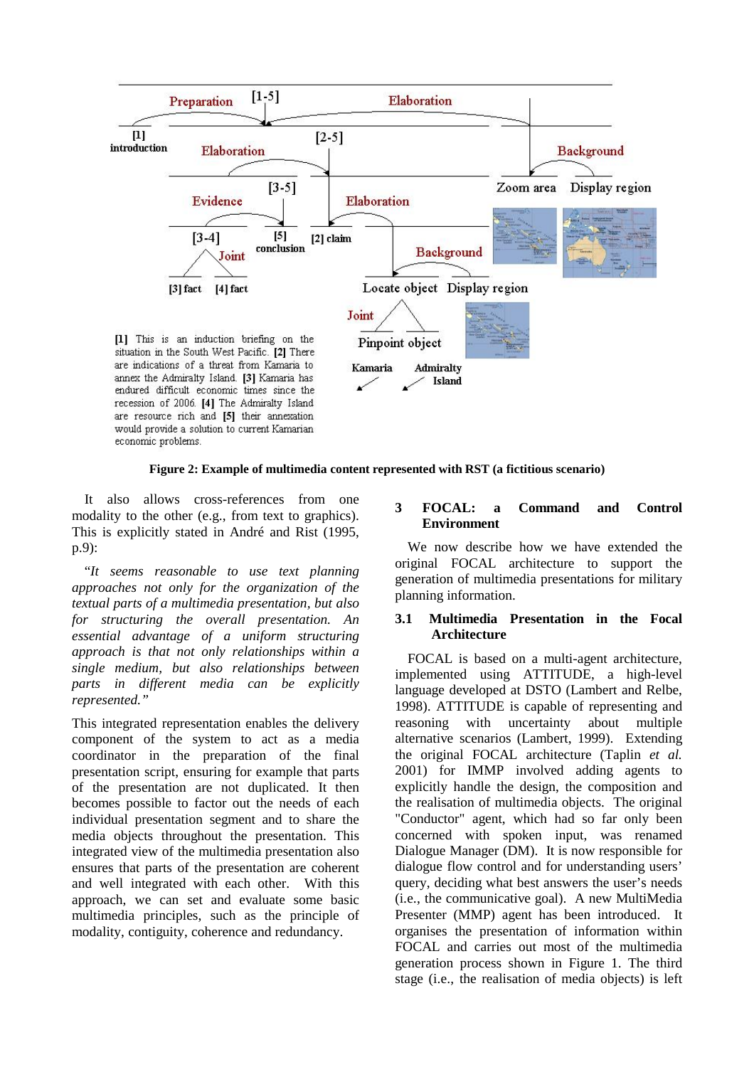[1] introduction

Preparation [1-5] Elaboration

[2-5]

Elaboration

Background

[3-5]

Zoom area Display region

Evidence

Elaboration

[3-4] [5] conclusion [2] claim

Joint

Background

[3] fact [4] fact

Locate object Display region

Joint

Pinpoint object

Kamaria Admiralty Island

**[1]** This is an induction briefing on the situation in the South West Pacific. **[2]** There are indications of a threat from Kamaria to annex the Admiralty Island. **[3]** Kamaria has endured difficult economic times since the recession of 2006. **[4]** The Admiralty Island are resource rich and **[5]** their annexation would provide a solution to current Kamarian economic problems.

**Figure 2: Example of multimedia content represented with RST (a fictitious scenario)**

It also allows cross-references from one modality to the other (e.g., from text to graphics). This is explicitly stated in André and Rist (1995, p.9):

*"It seems reasonable to use text planning approaches not only for the organization of the textual parts of a multimedia presentation, but also for structuring the overall presentation. An essential advantage of a uniform structuring approach is that not only relationships within a single medium, but also relationships between parts in different media can be explicitly represented."*

This integrated representation enables the delivery component of the system to act as a media coordinator in the preparation of the final presentation script, ensuring for example that parts of the presentation are not duplicated. It then becomes possible to factor out the needs of each individual presentation segment and to share the media objects throughout the presentation. This integrated view of the multimedia presentation also ensures that parts of the presentation are coherent and well integrated with each other. With this approach, we can set and evaluate some basic multimedia principles, such as the principle of modality, contiguity, coherence and redundancy.

## 3 FOCAL: a Command and Control Environment

We now describe how we have extended the original FOCAL architecture to support the generation of multimedia presentations for military planning information.

### 3.1 Multimedia Presentation in the Focal Architecture

FOCAL is based on a multi-agent architecture, implemented using ATTITUDE, a high-level language developed at DSTO (Lambert and Relbe, 1998). ATTITUDE is capable of representing and reasoning with uncertainty about multiple alternative scenarios (Lambert, 1999). Extending the original FOCAL architecture (Taplin *et al.* 2001) for IMMP involved adding agents to explicitly handle the design, the composition and the realisation of multimedia objects. The original "Conductor" agent, which had so far only been concerned with spoken input, was renamed Dialogue Manager (DM). It is now responsible for dialogue flow control and for understanding users' query, deciding what best answers the user's needs (i.e., the communicative goal). A new MultiMedia Presenter (MMP) agent has been introduced. It organises the presentation of information within FOCAL and carries out most of the multimedia generation process shown in Figure 1. The third stage (i.e., the realisation of media objects) is left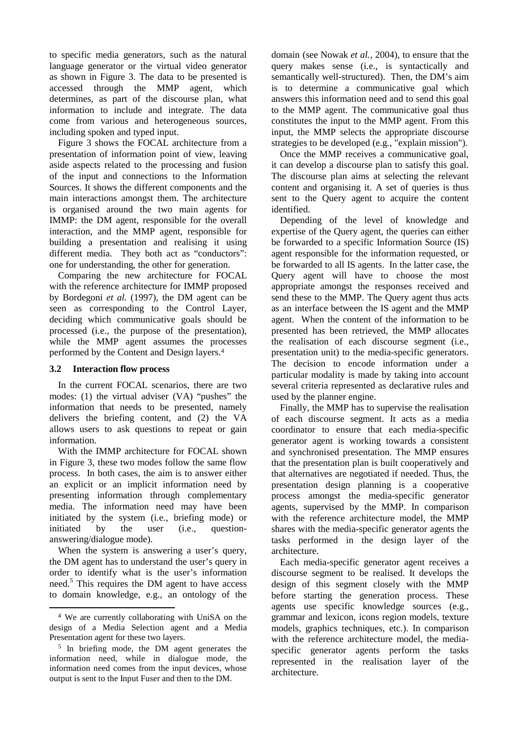to specific media generators, such as the natural language generator or the virtual video generator as shown in Figure 3. The data to be presented is accessed through the MMP agent, which determines, as part of the discourse plan, what information to include and integrate. The data come from various and heterogeneous sources, including spoken and typed input.

Figure 3 shows the FOCAL architecture from a presentation of information point of view, leaving aside aspects related to the processing and fusion of the input and connections to the Information Sources. It shows the different components and the main interactions amongst them. The architecture is organised around the two main agents for IMMP: the DM agent, responsible for the overall interaction, and the MMP agent, responsible for building a presentation and realising it using different media. They both act as "conductors": one for understanding, the other for generation.

Comparing the new architecture for FOCAL with the reference architecture for IMMP proposed by Bordegoni *et al.* (1997), the DM agent can be seen as corresponding to the Control Layer, deciding which communicative goals should be processed (i.e., the purpose of the presentation), while the MMP agent assumes the processes performed by the Content and Design layers.[4]

### 3.2 Interaction flow process

In the current FOCAL scenarios, there are two modes: (1) the virtual adviser (VA) "pushes" the information that needs to be presented, namely delivers the briefing content, and (2) the VA allows users to ask questions to repeat or gain information.

With the IMMP architecture for FOCAL shown in Figure 3, these two modes follow the same flow process. In both cases, the aim is to answer either an explicit or an implicit information need by presenting information through complementary media. The information need may have been initiated by the system (i.e., briefing mode) or initiated by the user (i.e., question-answering/dialogue mode).

When the system is answering a user's query, the DM agent has to understand the user's query in order to identify what is the user's information need.[5] This requires the DM agent to have access to domain knowledge, e.g., an ontology of the domain (see Nowak *et al.*, 2004), to ensure that the query makes sense (i.e., is syntactically and semantically well-structured). Then, the DM's aim is to determine a communicative goal which answers this information need and to send this goal to the MMP agent. The communicative goal thus constitutes the input to the MMP agent. From this input, the MMP selects the appropriate discourse strategies to be developed (e.g., "explain mission").

Once the MMP receives a communicative goal, it can develop a discourse plan to satisfy this goal. The discourse plan aims at selecting the relevant content and organising it. A set of queries is thus sent to the Query agent to acquire the content identified.

Depending of the level of knowledge and expertise of the Query agent, the queries can either be forwarded to a specific Information Source (IS) agent responsible for the information requested, or be forwarded to all IS agents. In the latter case, the Query agent will have to choose the most appropriate amongst the responses received and send these to the MMP. The Query agent thus acts as an interface between the IS agent and the MMP agent. When the content of the information to be presented has been retrieved, the MMP allocates the realisation of each discourse segment (i.e., presentation unit) to the media-specific generators. The decision to encode information under a particular modality is made by taking into account several criteria represented as declarative rules and used by the planner engine.

Finally, the MMP has to supervise the realisation of each discourse segment. It acts as a media coordinator to ensure that each media-specific generator agent is working towards a consistent and synchronised presentation. The MMP ensures that the presentation plan is built cooperatively and that alternatives are negotiated if needed. Thus, the presentation design planning is a cooperative process amongst the media-specific generator agents, supervised by the MMP. In comparison with the reference architecture model, the MMP shares with the media-specific generator agents the tasks performed in the design layer of the architecture.

Each media-specific generator agent receives a discourse segment to be realised. It develops the design of this segment closely with the MMP before starting the generation process. These agents use specific knowledge sources (e.g., grammar and lexicon, icons region models, texture models, graphics techniques, etc.). In comparison with the reference architecture model, the media-specific generator agents perform the tasks represented in the realisation layer of the architecture.

---

[4] We are currently collaborating with UniSA on the design of a Media Selection agent and a Media Presentation agent for these two layers.

[5] In briefing mode, the DM agent generates the information need, while in dialogue mode, the information need comes from the input devices, whose output is sent to the Input Fuser and then to the DM.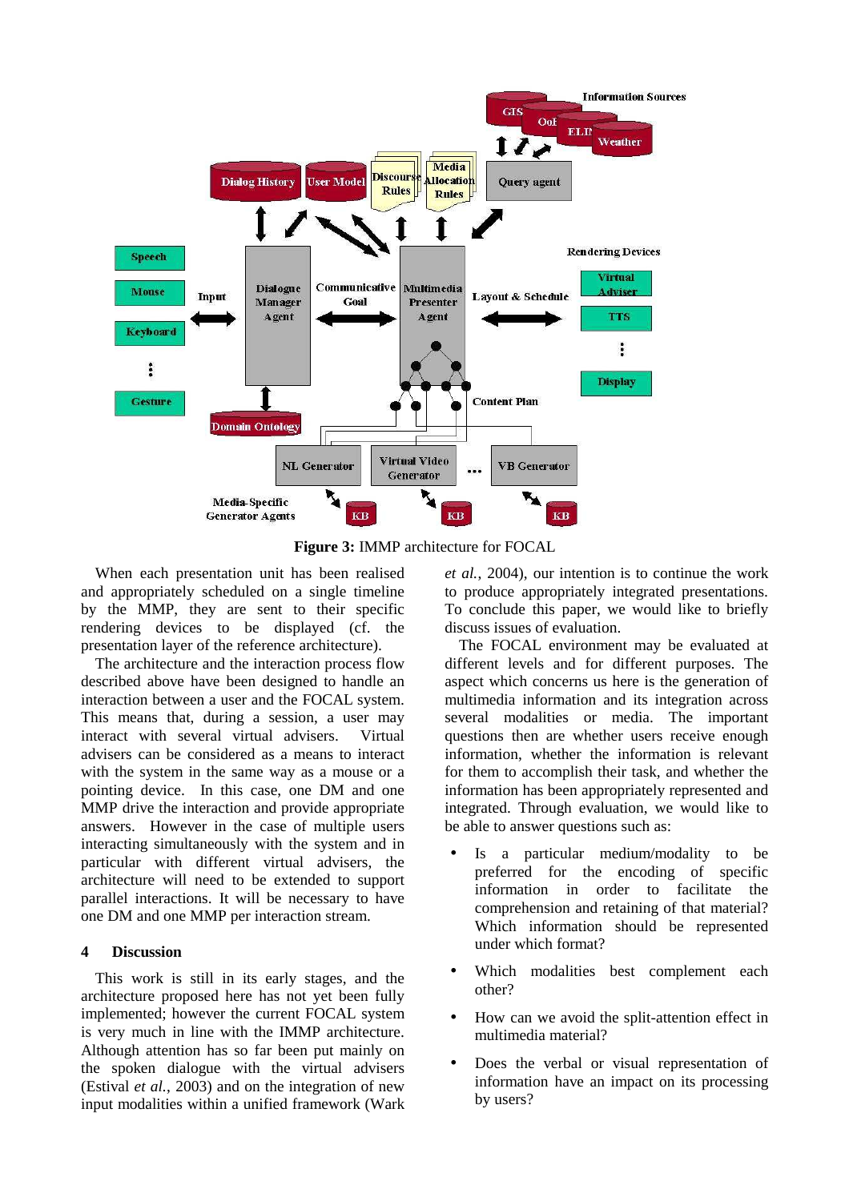**Figure 3:** IMMP architecture for FOCAL

When each presentation unit has been realised and appropriately scheduled on a single timeline by the MMP, they are sent to their specific rendering devices to be displayed (cf. the presentation layer of the reference architecture).

The architecture and the interaction process flow described above have been designed to handle an interaction between a user and the FOCAL system. This means that, during a session, a user may interact with several virtual advisers. Virtual advisers can be considered as a means to interact with the system in the same way as a mouse or a pointing device. In this case, one DM and one MMP drive the interaction and provide appropriate answers. However in the case of multiple users interacting simultaneously with the system and in particular with different virtual advisers, the architecture will need to be extended to support parallel interactions. It will be necessary to have one DM and one MMP per interaction stream.

## 4 Discussion

This work is still in its early stages, and the architecture proposed here has not yet been fully implemented; however the current FOCAL system is very much in line with the IMMP architecture. Although attention has so far been put mainly on the spoken dialogue with the virtual advisers (Estival *et al.*, 2003) and on the integration of new input modalities within a unified framework (Wark *et al.*, 2004), our intention is to continue the work to produce appropriately integrated presentations. To conclude this paper, we would like to briefly discuss issues of evaluation.

The FOCAL environment may be evaluated at different levels and for different purposes. The aspect which concerns us here is the generation of multimedia information and its integration across several modalities or media. The important questions then are whether users receive enough information, whether the information is relevant for them to accomplish their task, and whether the information has been appropriately represented and integrated. Through evaluation, we would like to be able to answer questions such as:

- Is a particular medium/modality to be preferred for the encoding of specific information in order to facilitate the comprehension and retaining of that material? Which information should be represented under which format?
- Which modalities best complement each other?
- How can we avoid the split-attention effect in multimedia material?
- Does the verbal or visual representation of information have an impact on its processing by users?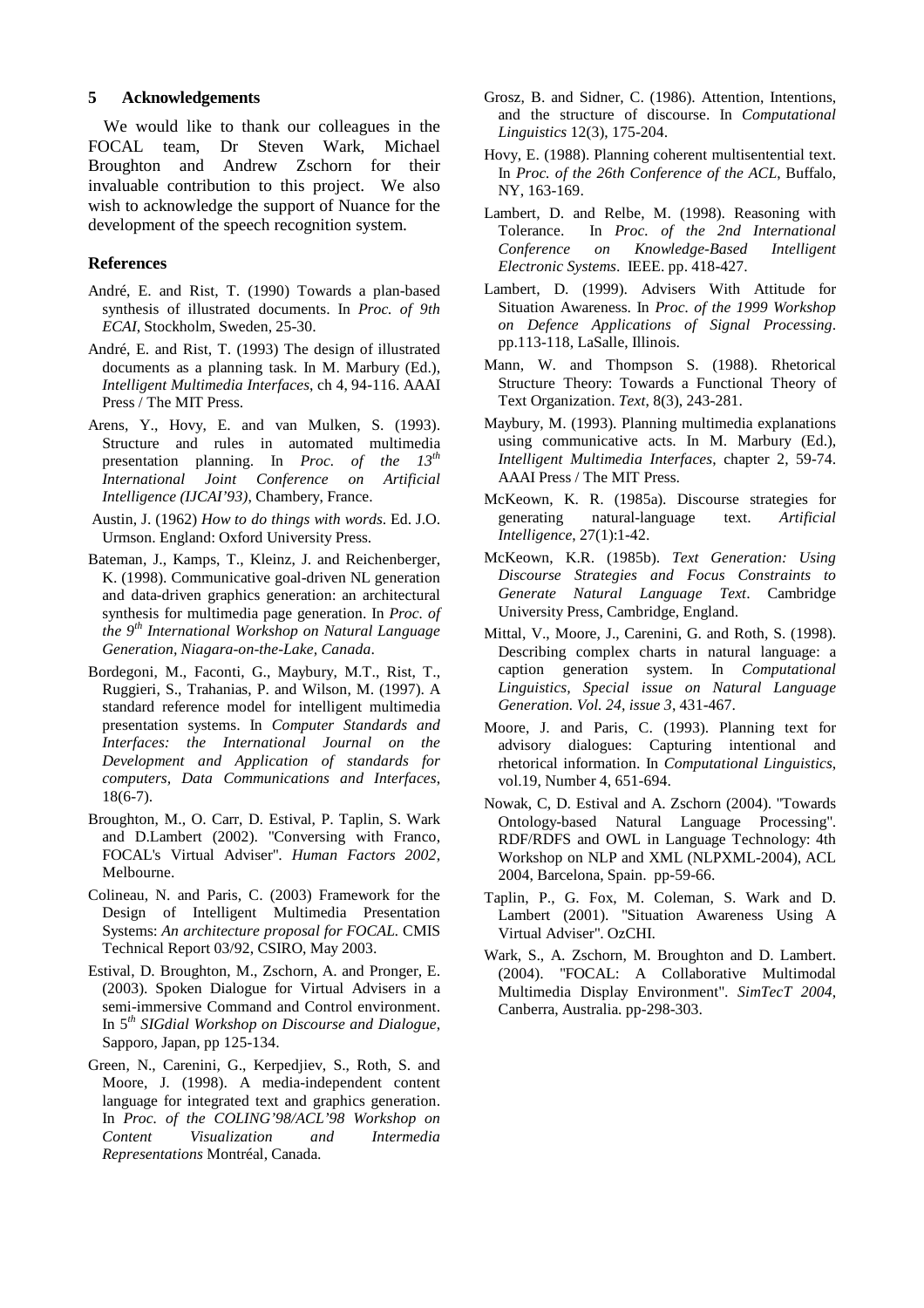## 5 Acknowledgements

We would like to thank our colleagues in the FOCAL team, Dr Steven Wark, Michael Broughton and Andrew Zschorn for their invaluable contribution to this project. We also wish to acknowledge the support of Nuance for the development of the speech recognition system.

## References

André, E. and Rist, T. (1990) Towards a plan-based synthesis of illustrated documents. In *Proc. of 9th ECAI*, Stockholm, Sweden, 25-30.

André, E. and Rist, T. (1993) The design of illustrated documents as a planning task. In M. Marbury (Ed.), *Intelligent Multimedia Interfaces*, ch 4, 94-116. AAAI Press / The MIT Press.

Arens, Y., Hovy, E. and van Mulken, S. (1993). Structure and rules in automated multimedia presentation planning. In *Proc. of the 13th International Joint Conference on Artificial Intelligence (IJCAI'93)*, Chambery, France.

Austin, J. (1962) *How to do things with words*. Ed. J.O. Urmson. England: Oxford University Press.

Bateman, J., Kamps, T., Kleinz, J. and Reichenberger, K. (1998). Communicative goal-driven NL generation and data-driven graphics generation: an architectural synthesis for multimedia page generation. In *Proc. of the 9th International Workshop on Natural Language Generation, Niagara-on-the-Lake, Canada*.

Bordegoni, M., Faconti, G., Maybury, M.T., Rist, T., Ruggieri, S., Trahanias, P. and Wilson, M. (1997). A standard reference model for intelligent multimedia presentation systems. In *Computer Standards and Interfaces: the International Journal on the Development and Application of standards for computers, Data Communications and Interfaces*, 18(6-7).

Broughton, M., O. Carr, D. Estival, P. Taplin, S. Wark and D.Lambert (2002). "Conversing with Franco, FOCAL's Virtual Adviser". *Human Factors 2002*, Melbourne.

Colineau, N. and Paris, C. (2003) Framework for the Design of Intelligent Multimedia Presentation Systems: *An architecture proposal for FOCAL*. CMIS Technical Report 03/92, CSIRO, May 2003.

Estival, D. Broughton, M., Zschorn, A. and Pronger, E. (2003). Spoken Dialogue for Virtual Advisers in a semi-immersive Command and Control environment. In 5th *SIGdial Workshop on Discourse and Dialogue*, Sapporo, Japan, pp 125-134.

Green, N., Carenini, G., Kerpedjiev, S., Roth, S. and Moore, J. (1998). A media-independent content language for integrated text and graphics generation. In *Proc. of the COLING'98/ACL'98 Workshop on Content Visualization and Intermedia Representations* Montréal, Canada.

Grosz, B. and Sidner, C. (1986). Attention, Intentions, and the structure of discourse. In *Computational Linguistics* 12(3), 175-204.

Hovy, E. (1988). Planning coherent multisentential text. In *Proc. of the 26th Conference of the ACL*, Buffalo, NY, 163-169.

Lambert, D. and Relbe, M. (1998). Reasoning with Tolerance. In *Proc. of the 2nd International Conference on Knowledge-Based Intelligent Electronic Systems*. IEEE. pp. 418-427.

Lambert, D. (1999). Advisers With Attitude for Situation Awareness. In *Proc. of the 1999 Workshop on Defence Applications of Signal Processing*. pp.113-118, LaSalle, Illinois.

Mann, W. and Thompson S. (1988). Rhetorical Structure Theory: Towards a Functional Theory of Text Organization. *Text*, 8(3), 243-281.

Maybury, M. (1993). Planning multimedia explanations using communicative acts. In M. Marbury (Ed.), *Intelligent Multimedia Interfaces*, chapter 2, 59-74. AAAI Press / The MIT Press.

McKeown, K. R. (1985a). Discourse strategies for generating natural-language text. *Artificial Intelligence*, 27(1):1-42.

McKeown, K.R. (1985b). *Text Generation: Using Discourse Strategies and Focus Constraints to Generate Natural Language Text*. Cambridge University Press, Cambridge, England.

Mittal, V., Moore, J., Carenini, G. and Roth, S. (1998). Describing complex charts in natural language: a caption generation system. In *Computational Linguistics, Special issue on Natural Language Generation. Vol. 24, issue 3*, 431-467.

Moore, J. and Paris, C. (1993). Planning text for advisory dialogues: Capturing intentional and rhetorical information. In *Computational Linguistics*, vol.19, Number 4, 651-694.

Nowak, C, D. Estival and A. Zschorn (2004). "Towards Ontology-based Natural Language Processing". RDF/RDFS and OWL in Language Technology: 4th Workshop on NLP and XML (NLPXML-2004), ACL 2004, Barcelona, Spain. pp-59-66.

Taplin, P., G. Fox, M. Coleman, S. Wark and D. Lambert (2001). "Situation Awareness Using A Virtual Adviser". OzCHI.

Wark, S., A. Zschorn, M. Broughton and D. Lambert. (2004). "FOCAL: A Collaborative Multimodal Multimedia Display Environment". *SimTecT 2004*, Canberra, Australia. pp-298-303.